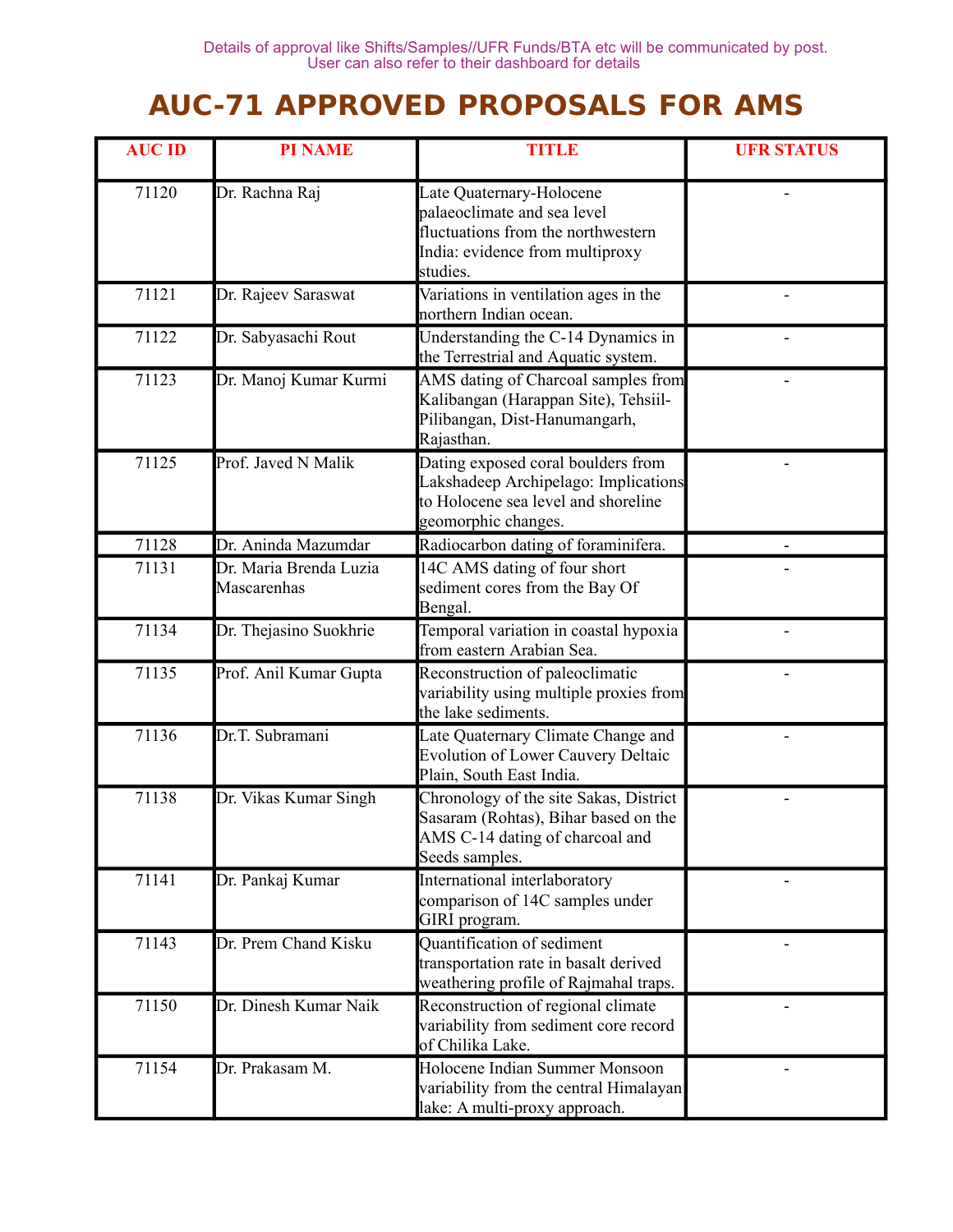Details of approval like Shifts/Samples//UFR Funds/BTA etc will be communicated by post.
User can also refer to their dashboard for details

# AUC-71 APPROVED PROPOSALS FOR AMS

| AUC ID | PI NAME | TITLE | UFR STATUS |
|---|---|---|---|
| 71120 | Dr. Rachna Raj | Late Quaternary-Holocene palaeoclimate and sea level fluctuations from the northwestern India: evidence from multiproxy studies. | - |
| 71121 | Dr. Rajeev Saraswat | Variations in ventilation ages in the northern Indian ocean. | - |
| 71122 | Dr. Sabyasachi Rout | Understanding the C-14 Dynamics in the Terrestrial and Aquatic system. | - |
| 71123 | Dr. Manoj Kumar Kurmi | AMS dating of Charcoal samples from Kalibangan (Harappan Site), Tehsiil-Pilibangan, Dist-Hanumangarh, Rajasthan. | - |
| 71125 | Prof. Javed N Malik | Dating exposed coral boulders from Lakshadeep Archipelago: Implications to Holocene sea level and shoreline geomorphic changes. | - |
| 71128 | Dr. Aninda Mazumdar | Radiocarbon dating of foraminifera. | - |
| 71131 | Dr. Maria Brenda Luzia Mascarenhas | 14C AMS dating of four short sediment cores from the Bay Of Bengal. | - |
| 71134 | Dr. Thejasino Suokhrie | Temporal variation in coastal hypoxia from eastern Arabian Sea. | - |
| 71135 | Prof. Anil Kumar Gupta | Reconstruction of paleoclimatic variability using multiple proxies from the lake sediments. | - |
| 71136 | Dr.T. Subramani | Late Quaternary Climate Change and Evolution of Lower Cauvery Deltaic Plain, South East India. | - |
| 71138 | Dr. Vikas Kumar Singh | Chronology of the site Sakas, District Sasaram (Rohtas), Bihar based on the AMS C-14 dating of charcoal and Seeds samples. | - |
| 71141 | Dr. Pankaj Kumar | International interlaboratory comparison of 14C samples under GIRI program. | - |
| 71143 | Dr. Prem Chand Kisku | Quantification of sediment transportation rate in basalt derived weathering profile of Rajmahal traps. | - |
| 71150 | Dr. Dinesh Kumar Naik | Reconstruction of regional climate variability from sediment core record of Chilika Lake. | - |
| 71154 | Dr. Prakasam M. | Holocene Indian Summer Monsoon variability from the central Himalayan lake: A multi-proxy approach. | - |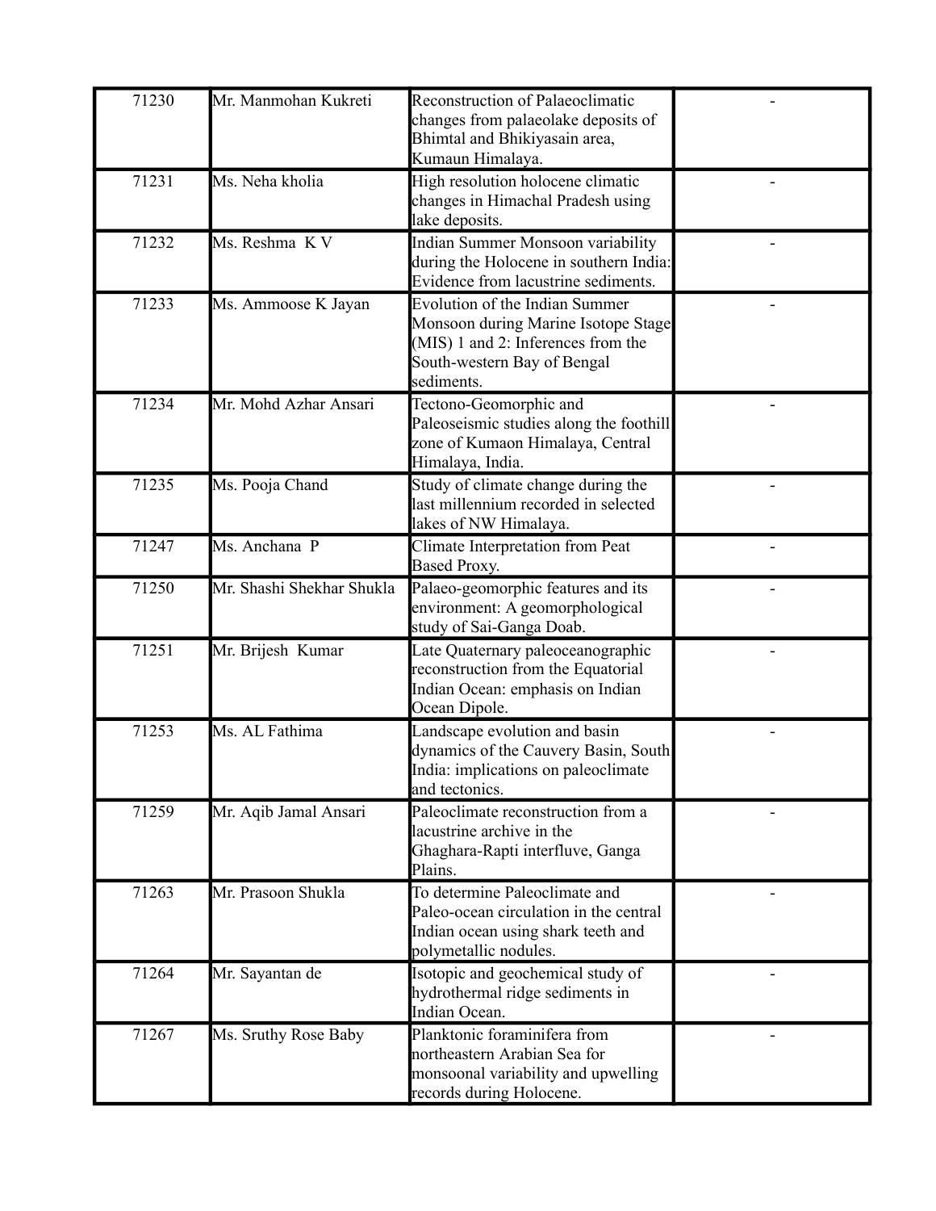| 71230 | Mr. Manmohan Kukreti | Reconstruction of Palaeoclimatic changes from palaeolake deposits of Bhimtal and Bhikiyasain area, Kumaun Himalaya. | - |
|---|---|---|---|
| 71231 | Ms. Neha kholia | High resolution holocene climatic changes in Himachal Pradesh using lake deposits. | - |
| 71232 | Ms. Reshma K V | Indian Summer Monsoon variability during the Holocene in southern India: Evidence from lacustrine sediments. | - |
| 71233 | Ms. Ammoose K Jayan | Evolution of the Indian Summer Monsoon during Marine Isotope Stage (MIS) 1 and 2: Inferences from the South-western Bay of Bengal sediments. | - |
| 71234 | Mr. Mohd Azhar Ansari | Tectono-Geomorphic and Paleoseismic studies along the foothill zone of Kumaon Himalaya, Central Himalaya, India. | - |
| 71235 | Ms. Pooja Chand | Study of climate change during the last millennium recorded in selected lakes of NW Himalaya. | - |
| 71247 | Ms. Anchana P | Climate Interpretation from Peat Based Proxy. | - |
| 71250 | Mr. Shashi Shekhar Shukla | Palaeo-geomorphic features and its environment: A geomorphological study of Sai-Ganga Doab. | - |
| 71251 | Mr. Brijesh Kumar | Late Quaternary paleoceanographic reconstruction from the Equatorial Indian Ocean: emphasis on Indian Ocean Dipole. | - |
| 71253 | Ms. AL Fathima | Landscape evolution and basin dynamics of the Cauvery Basin, South India: implications on paleoclimate and tectonics. | - |
| 71259 | Mr. Aqib Jamal Ansari | Paleoclimate reconstruction from a lacustrine archive in the Ghaghara-Rapti interfluve, Ganga Plains. | - |
| 71263 | Mr. Prasoon Shukla | To determine Paleoclimate and Paleo-ocean circulation in the central Indian ocean using shark teeth and polymetallic nodules. | - |
| 71264 | Mr. Sayantan de | Isotopic and geochemical study of hydrothermal ridge sediments in Indian Ocean. | - |
| 71267 | Ms. Sruthy Rose Baby | Planktonic foraminifera from northeastern Arabian Sea for monsoonal variability and upwelling records during Holocene. | - |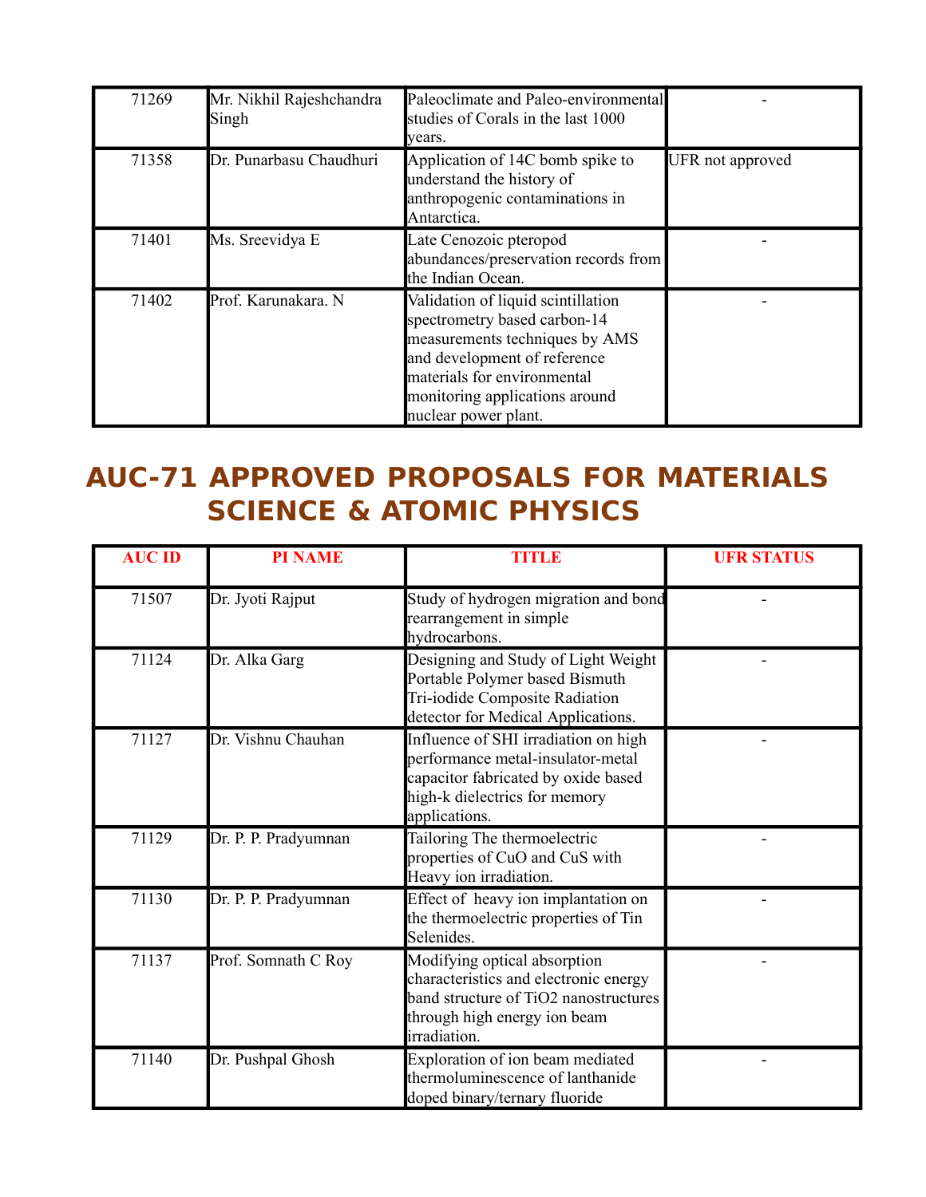| | | | |
|---|---|---|---|
| 71269 | Mr. Nikhil Rajeshchandra Singh | Paleoclimate and Paleo-environmental studies of Corals in the last 1000 years. | - |
| 71358 | Dr. Punarbasu Chaudhuri | Application of 14C bomb spike to understand the history of anthropogenic contaminations in Antarctica. | UFR not approved |
| 71401 | Ms. Sreevidya E | Late Cenozoic pteropod abundances/preservation records from the Indian Ocean. | - |
| 71402 | Prof. Karunakara. N | Validation of liquid scintillation spectrometry based carbon-14 measurements techniques by AMS and development of reference materials for environmental monitoring applications around nuclear power plant. | - |

## AUC-71 APPROVED PROPOSALS FOR MATERIALS SCIENCE & ATOMIC PHYSICS

| AUC ID | PI NAME | TITLE | UFR STATUS |
|---|---|---|---|
| 71507 | Dr. Jyoti Rajput | Study of hydrogen migration and bond rearrangement in simple hydrocarbons. | - |
| 71124 | Dr. Alka Garg | Designing and Study of Light Weight Portable Polymer based Bismuth Tri-iodide Composite Radiation detector for Medical Applications. | - |
| 71127 | Dr. Vishnu Chauhan | Influence of SHI irradiation on high performance metal-insulator-metal capacitor fabricated by oxide based high-k dielectrics for memory applications. | - |
| 71129 | Dr. P. P. Pradyumnan | Tailoring The thermoelectric properties of CuO and CuS with Heavy ion irradiation. | - |
| 71130 | Dr. P. P. Pradyumnan | Effect of heavy ion implantation on the thermoelectric properties of Tin Selenides. | - |
| 71137 | Prof. Somnath C Roy | Modifying optical absorption characteristics and electronic energy band structure of TiO2 nanostructures through high energy ion beam irradiation. | - |
| 71140 | Dr. Pushpal Ghosh | Exploration of ion beam mediated thermoluminescence of lanthanide doped binary/ternary fluoride | - |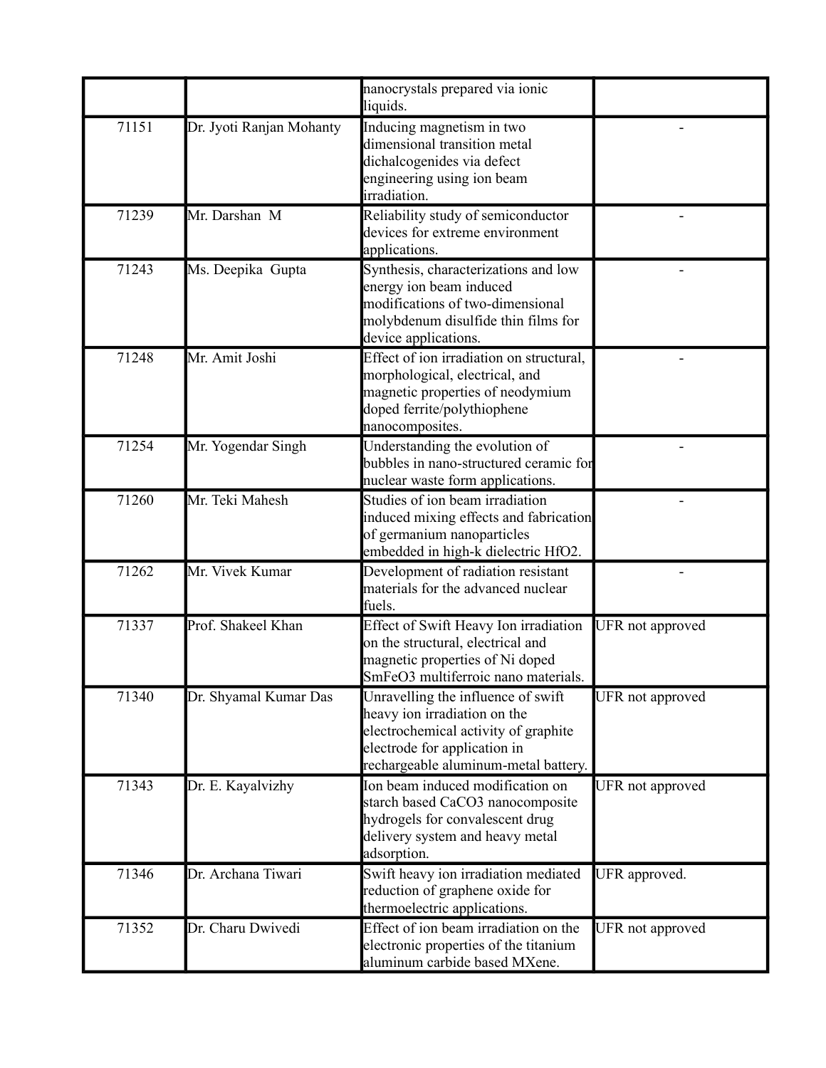| | | | |
|---|---|---|---|
| | | nanocrystals prepared via ionic liquids. | |
| 71151 | Dr. Jyoti Ranjan Mohanty | Inducing magnetism in two dimensional transition metal dichalcogenides via defect engineering using ion beam irradiation. | - |
| 71239 | Mr. Darshan M | Reliability study of semiconductor devices for extreme environment applications. | - |
| 71243 | Ms. Deepika Gupta | Synthesis, characterizations and low energy ion beam induced modifications of two-dimensional molybdenum disulfide thin films for device applications. | - |
| 71248 | Mr. Amit Joshi | Effect of ion irradiation on structural, morphological, electrical, and magnetic properties of neodymium doped ferrite/polythiophene nanocomposites. | - |
| 71254 | Mr. Yogendar Singh | Understanding the evolution of bubbles in nano-structured ceramic for nuclear waste form applications. | - |
| 71260 | Mr. Teki Mahesh | Studies of ion beam irradiation induced mixing effects and fabrication of germanium nanoparticles embedded in high-k dielectric $HfO_2$. | - |
| 71262 | Mr. Vivek Kumar | Development of radiation resistant materials for the advanced nuclear fuels. | - |
| 71337 | Prof. Shakeel Khan | Effect of Swift Heavy Ion irradiation on the structural, electrical and magnetic properties of Ni doped $SmFeO_3$ multiferroic nano materials. | UFR not approved |
| 71340 | Dr. Shyamal Kumar Das | Unravelling the influence of swift heavy ion irradiation on the electrochemical activity of graphite electrode for application in rechargeable aluminum-metal battery. | UFR not approved |
| 71343 | Dr. E. Kayalvizhy | Ion beam induced modification on starch based $CaCO_3$ nanocomposite hydrogels for convalescent drug delivery system and heavy metal adsorption. | UFR not approved |
| 71346 | Dr. Archana Tiwari | Swift heavy ion irradiation mediated reduction of graphene oxide for thermoelectric applications. | UFR approved. |
| 71352 | Dr. Charu Dwivedi | Effect of ion beam irradiation on the electronic properties of the titanium aluminum carbide based MXene. | UFR not approved |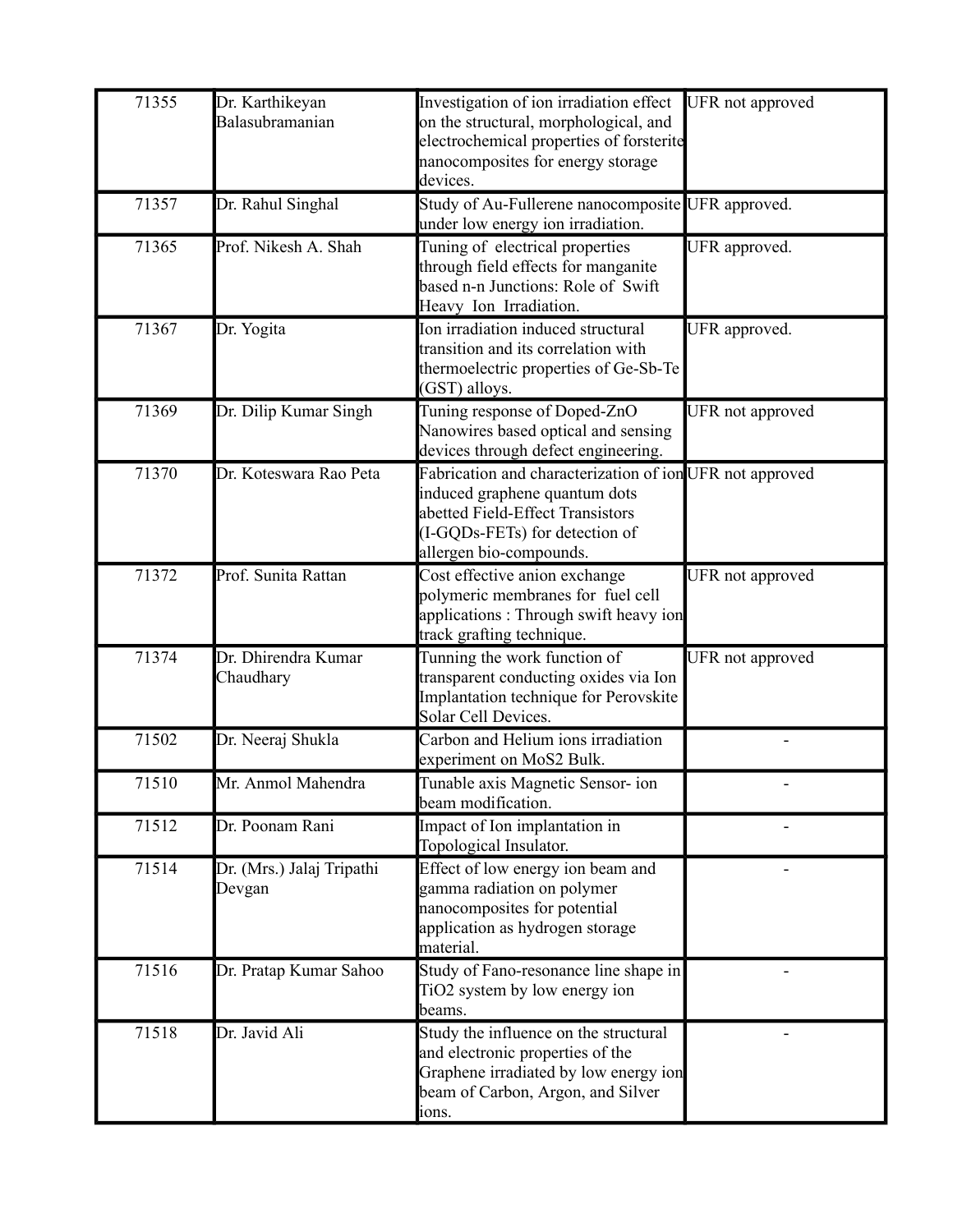| 71355 | Dr. Karthikeyan Balasubramanian | Investigation of ion irradiation effect on the structural, morphological, and electrochemical properties of forsterite nanocomposites for energy storage devices. | UFR not approved |
|---|---|---|---|
| 71357 | Dr. Rahul Singhal | Study of Au-Fullerene nanocomposite under low energy ion irradiation. | UFR approved. |
| 71365 | Prof. Nikesh A. Shah | Tuning of electrical properties through field effects for manganite based n-n Junctions: Role of Swift Heavy Ion Irradiation. | UFR approved. |
| 71367 | Dr. Yogita | Ion irradiation induced structural transition and its correlation with thermoelectric properties of Ge-Sb-Te (GST) alloys. | UFR approved. |
| 71369 | Dr. Dilip Kumar Singh | Tuning response of Doped-ZnO Nanowires based optical and sensing devices through defect engineering. | UFR not approved |
| 71370 | Dr. Koteswara Rao Peta | Fabrication and characterization of ion induced graphene quantum dots abetted Field-Effect Transistors (I-GQDs-FETs) for detection of allergen bio-compounds. | UFR not approved |
| 71372 | Prof. Sunita Rattan | Cost effective anion exchange polymeric membranes for fuel cell applications : Through swift heavy ion track grafting technique. | UFR not approved |
| 71374 | Dr. Dhirendra Kumar Chaudhary | Tunning the work function of transparent conducting oxides via Ion Implantation technique for Perovskite Solar Cell Devices. | UFR not approved |
| 71502 | Dr. Neeraj Shukla | Carbon and Helium ions irradiation experiment on $MoS_2$ Bulk. | - |
| 71510 | Mr. Anmol Mahendra | Tunable axis Magnetic Sensor- ion beam modification. | - |
| 71512 | Dr. Poonam Rani | Impact of Ion implantation in Topological Insulator. | - |
| 71514 | Dr. (Mrs.) Jalaj Tripathi Devgan | Effect of low energy ion beam and gamma radiation on polymer nanocomposites for potential application as hydrogen storage material. | - |
| 71516 | Dr. Pratap Kumar Sahoo | Study of Fano-resonance line shape in $TiO_2$ system by low energy ion beams. | - |
| 71518 | Dr. Javid Ali | Study the influence on the structural and electronic properties of the Graphene irradiated by low energy ion beam of Carbon, Argon, and Silver ions. | - |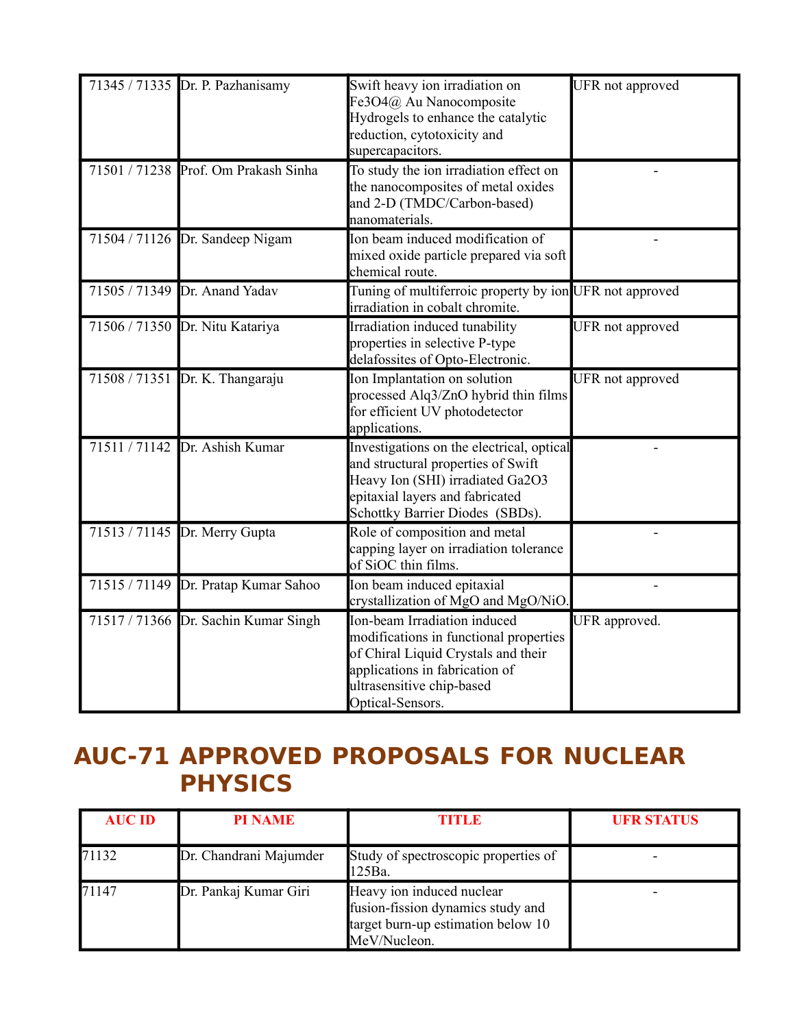| | | | |
|---|---|---|---|
| 71345 / 71335 | Dr. P. Pazhanisamy | Swift heavy ion irradiation on $Fe_3O_4$@ Au Nanocomposite Hydrogels to enhance the catalytic reduction, cytotoxicity and supercapacitors. | UFR not approved |
| 71501 / 71238 | Prof. Om Prakash Sinha | To study the ion irradiation effect on the nanocomposites of metal oxides and 2-D (TMDC/Carbon-based) nanomaterials. | - |
| 71504 / 71126 | Dr. Sandeep Nigam | Ion beam induced modification of mixed oxide particle prepared via soft chemical route. | - |
| 71505 / 71349 | Dr. Anand Yadav | Tuning of multiferroic property by ion irradiation in cobalt chromite. | UFR not approved |
| 71506 / 71350 | Dr. Nitu Katariya | Irradiation induced tunability properties in selective P-type delafossites of Opto-Electronic. | UFR not approved |
| 71508 / 71351 | Dr. K. Thangaraju | Ion Implantation on solution processed Alq3/ZnO hybrid thin films for efficient UV photodetector applications. | UFR not approved |
| 71511 / 71142 | Dr. Ashish Kumar | Investigations on the electrical, optical and structural properties of Swift Heavy Ion (SHI) irradiated $Ga_2O_3$ epitaxial layers and fabricated Schottky Barrier Diodes (SBDs). | - |
| 71513 / 71145 | Dr. Merry Gupta | Role of composition and metal capping layer on irradiation tolerance of SiOC thin films. | - |
| 71515 / 71149 | Dr. Pratap Kumar Sahoo | Ion beam induced epitaxial crystallization of MgO and MgO/NiO. | - |
| 71517 / 71366 | Dr. Sachin Kumar Singh | Ion-beam Irradiation induced modifications in functional properties of Chiral Liquid Crystals and their applications in fabrication of ultrasensitive chip-based Optical-Sensors. | UFR approved. |

# AUC-71 APPROVED PROPOSALS FOR NUCLEAR PHYSICS

| AUC ID | PI NAME | TITLE | UFR STATUS |
|---|---|---|---|
| 71132 | Dr. Chandrani Majumder | Study of spectroscopic properties of 125Ba. | - |
| 71147 | Dr. Pankaj Kumar Giri | Heavy ion induced nuclear fusion-fission dynamics study and target burn-up estimation below 10 MeV/Nucleon. | - |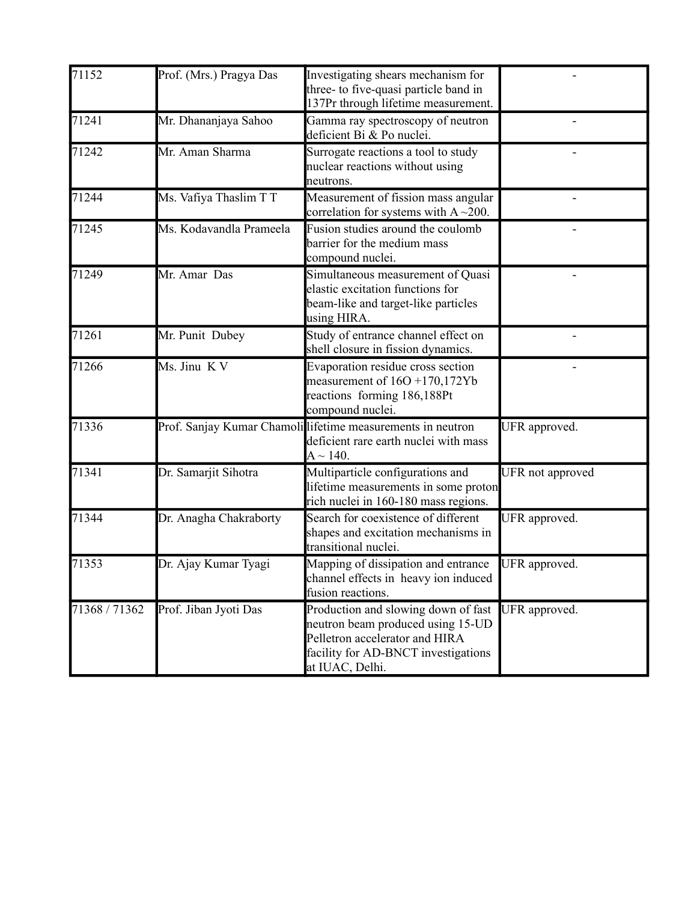| | | | |
|---|---|---|---|
| 71152 | Prof. (Mrs.) Pragya Das | Investigating shears mechanism for three- to five-quasi particle band in 137Pr through lifetime measurement. | - |
| 71241 | Mr. Dhananjaya Sahoo | Gamma ray spectroscopy of neutron deficient Bi & Po nuclei. | - |
| 71242 | Mr. Aman Sharma | Surrogate reactions a tool to study nuclear reactions without using neutrons. | - |
| 71244 | Ms. Vafiya Thaslim T T | Measurement of fission mass angular correlation for systems with A ~200. | - |
| 71245 | Ms. Kodavandla Prameela | Fusion studies around the coulomb barrier for the medium mass compound nuclei. | - |
| 71249 | Mr. Amar Das | Simultaneous measurement of Quasi elastic excitation functions for beam-like and target-like particles using HIRA. | - |
| 71261 | Mr. Punit Dubey | Study of entrance channel effect on shell closure in fission dynamics. | - |
| 71266 | Ms. Jinu K V | Evaporation residue cross section measurement of 16O +170,172Yb reactions forming 186,188Pt compound nuclei. | - |
| 71336 | Prof. Sanjay Kumar Chamoli | lifetime measurements in neutron deficient rare earth nuclei with mass A ~ 140. | UFR approved. |
| 71341 | Dr. Samarjit Sihotra | Multiparticle configurations and lifetime measurements in some proton rich nuclei in 160-180 mass regions. | UFR not approved |
| 71344 | Dr. Anagha Chakraborty | Search for coexistence of different shapes and excitation mechanisms in transitional nuclei. | UFR approved. |
| 71353 | Dr. Ajay Kumar Tyagi | Mapping of dissipation and entrance channel effects in heavy ion induced fusion reactions. | UFR approved. |
| 71368 / 71362 | Prof. Jiban Jyoti Das | Production and slowing down of fast neutron beam produced using 15-UD Pelletron accelerator and HIRA facility for AD-BNCT investigations at IUAC, Delhi. | UFR approved. |